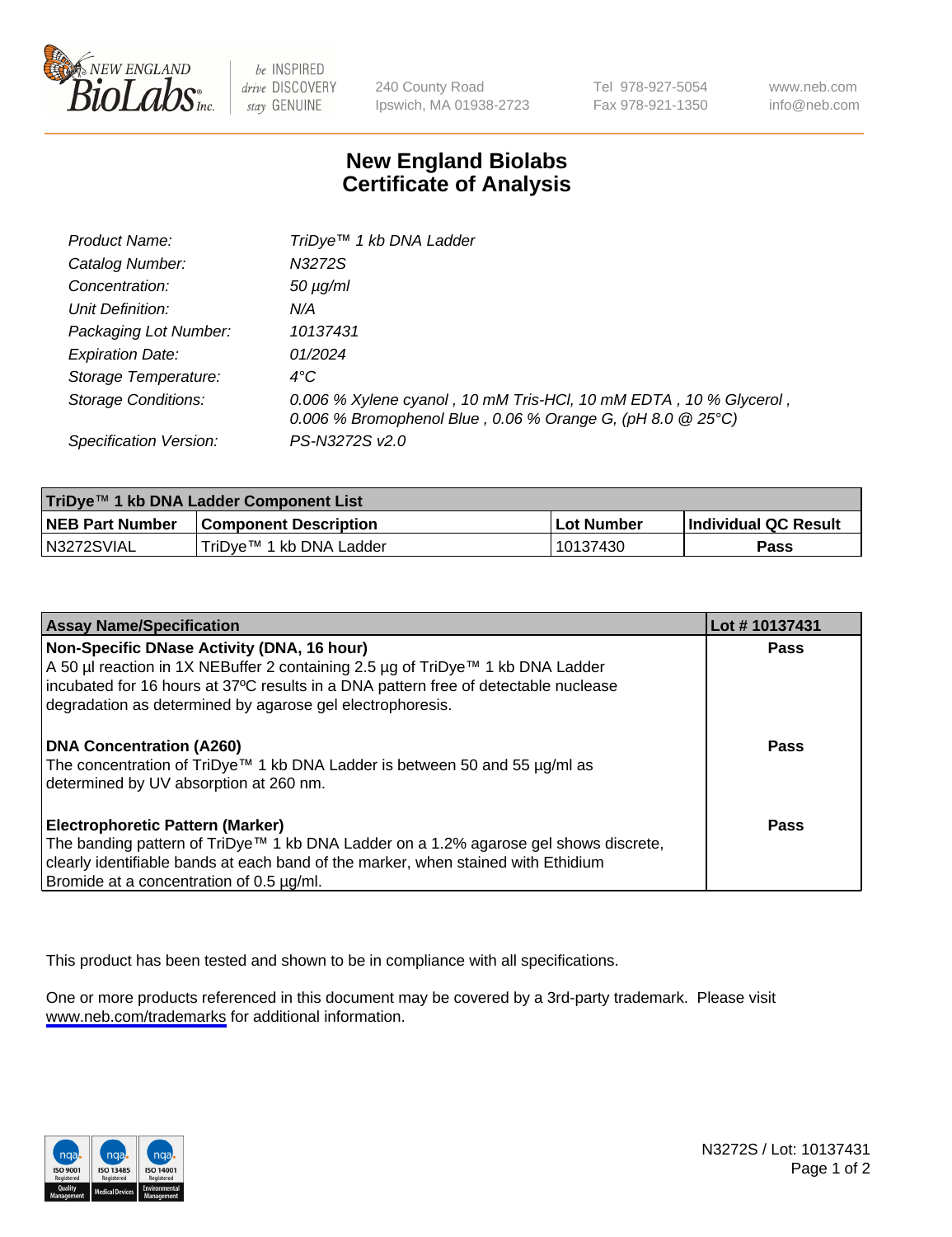New England BioLabs Inc. — be INSPIRED drive DISCOVERY stay GENUINE

240 County Road
Ipswich, MA 01938-2723

Tel 978-927-5054
Fax 978-921-1350

www.neb.com
info@neb.com

# New England Biolabs
# Certificate of Analysis

| | |
|---|---|
| *Product Name:* | *TriDye™ 1 kb DNA Ladder* |
| *Catalog Number:* | *N3272S* |
| *Concentration:* | *50 µg/ml* |
| *Unit Definition:* | *N/A* |
| *Packaging Lot Number:* | *10137431* |
| *Expiration Date:* | *01/2024* |
| *Storage Temperature:* | *4°C* |
| *Storage Conditions:* | *0.006 % Xylene cyanol , 10 mM Tris-HCl, 10 mM EDTA , 10 % Glycerol , 0.006 % Bromophenol Blue , 0.06 % Orange G, (pH 8.0 @ 25°C)* |
| *Specification Version:* | *PS-N3272S v2.0* |

| TriDye™ 1 kb DNA Ladder Component List | | | |
|---|---|---|---|
| **NEB Part Number** | **Component Description** | **Lot Number** | **Individual QC Result** |
| N3272SVIAL | TriDye™ 1 kb DNA Ladder | 10137430 | **Pass** |

| Assay Name/Specification | Lot # 10137431 |
|---|---|
| **Non-Specific DNase Activity (DNA, 16 hour)** A 50 µl reaction in 1X NEBuffer 2 containing 2.5 µg of TriDye™ 1 kb DNA Ladder incubated for 16 hours at 37ºC results in a DNA pattern free of detectable nuclease degradation as determined by agarose gel electrophoresis. | **Pass** |
| **DNA Concentration (A260)** The concentration of TriDye™ 1 kb DNA Ladder is between 50 and 55 µg/ml as determined by UV absorption at 260 nm. | **Pass** |
| **Electrophoretic Pattern (Marker)** The banding pattern of TriDye™ 1 kb DNA Ladder on a 1.2% agarose gel shows discrete, clearly identifiable bands at each band of the marker, when stained with Ethidium Bromide at a concentration of 0.5 µg/ml. | **Pass** |

This product has been tested and shown to be in compliance with all specifications.

One or more products referenced in this document may be covered by a 3rd-party trademark. Please visit www.neb.com/trademarks for additional information.

N3272S / Lot: 10137431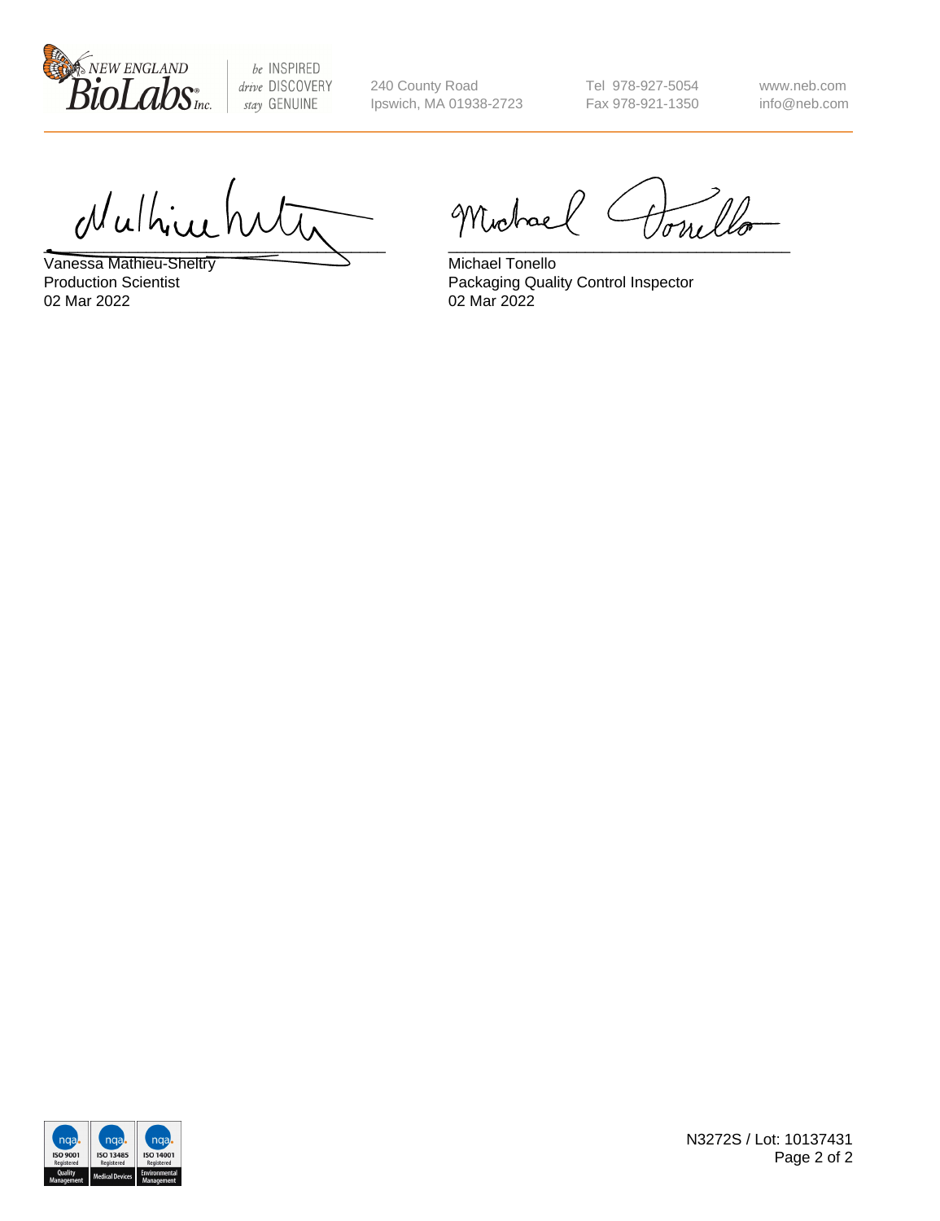Vanessa Mathieu-Sheltry
Production Scientist
02 Mar 2022

Michael Tonello
Packaging Quality Control Inspector
02 Mar 2022

N3272S / Lot: 10137431